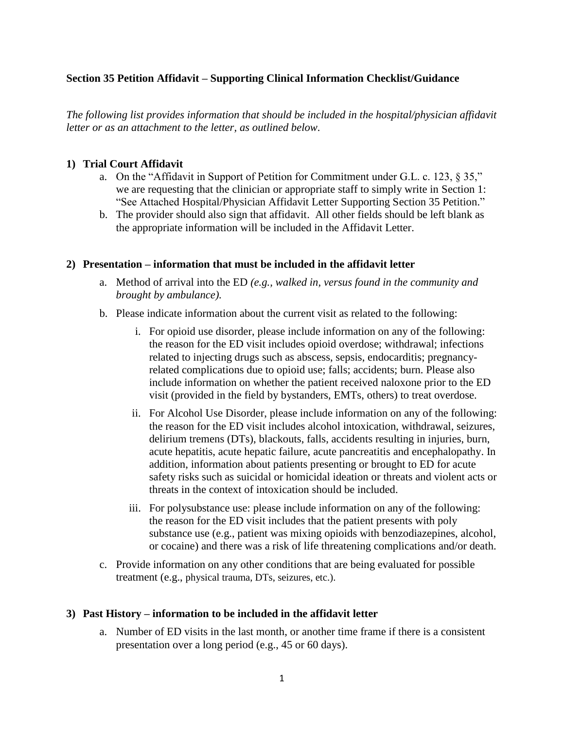**Section 35 Petition Affidavit – Supporting Clinical Information Checklist/Guidance**

*The following list provides information that should be included in the hospital/physician affidavit letter or as an attachment to the letter, as outlined below.*

1) **Trial Court Affidavit**
   a. On the "Affidavit in Support of Petition for Commitment under G.L. c. 123, § 35," we are requesting that the clinician or appropriate staff to simply write in Section 1: "See Attached Hospital/Physician Affidavit Letter Supporting Section 35 Petition."
   b. The provider should also sign that affidavit. All other fields should be left blank as the appropriate information will be included in the Affidavit Letter.

2) **Presentation – information that must be included in the affidavit letter**
   a. Method of arrival into the ED *(e.g., walked in, versus found in the community and brought by ambulance).*
   b. Please indicate information about the current visit as related to the following:
      i. For opioid use disorder, please include information on any of the following: the reason for the ED visit includes opioid overdose; withdrawal; infections related to injecting drugs such as abscess, sepsis, endocarditis; pregnancy-related complications due to opioid use; falls; accidents; burn. Please also include information on whether the patient received naloxone prior to the ED visit (provided in the field by bystanders, EMTs, others) to treat overdose.
      ii. For Alcohol Use Disorder, please include information on any of the following: the reason for the ED visit includes alcohol intoxication, withdrawal, seizures, delirium tremens (DTs), blackouts, falls, accidents resulting in injuries, burn, acute hepatitis, acute hepatic failure, acute pancreatitis and encephalopathy. In addition, information about patients presenting or brought to ED for acute safety risks such as suicidal or homicidal ideation or threats and violent acts or threats in the context of intoxication should be included.
      iii. For polysubstance use: please include information on any of the following: the reason for the ED visit includes that the patient presents with poly substance use (e.g., patient was mixing opioids with benzodiazepines, alcohol, or cocaine) and there was a risk of life threatening complications and/or death.
   c. Provide information on any other conditions that are being evaluated for possible treatment (e.g., physical trauma, DTs, seizures, etc.).

3) **Past History – information to be included in the affidavit letter**
   a. Number of ED visits in the last month, or another time frame if there is a consistent presentation over a long period (e.g., 45 or 60 days).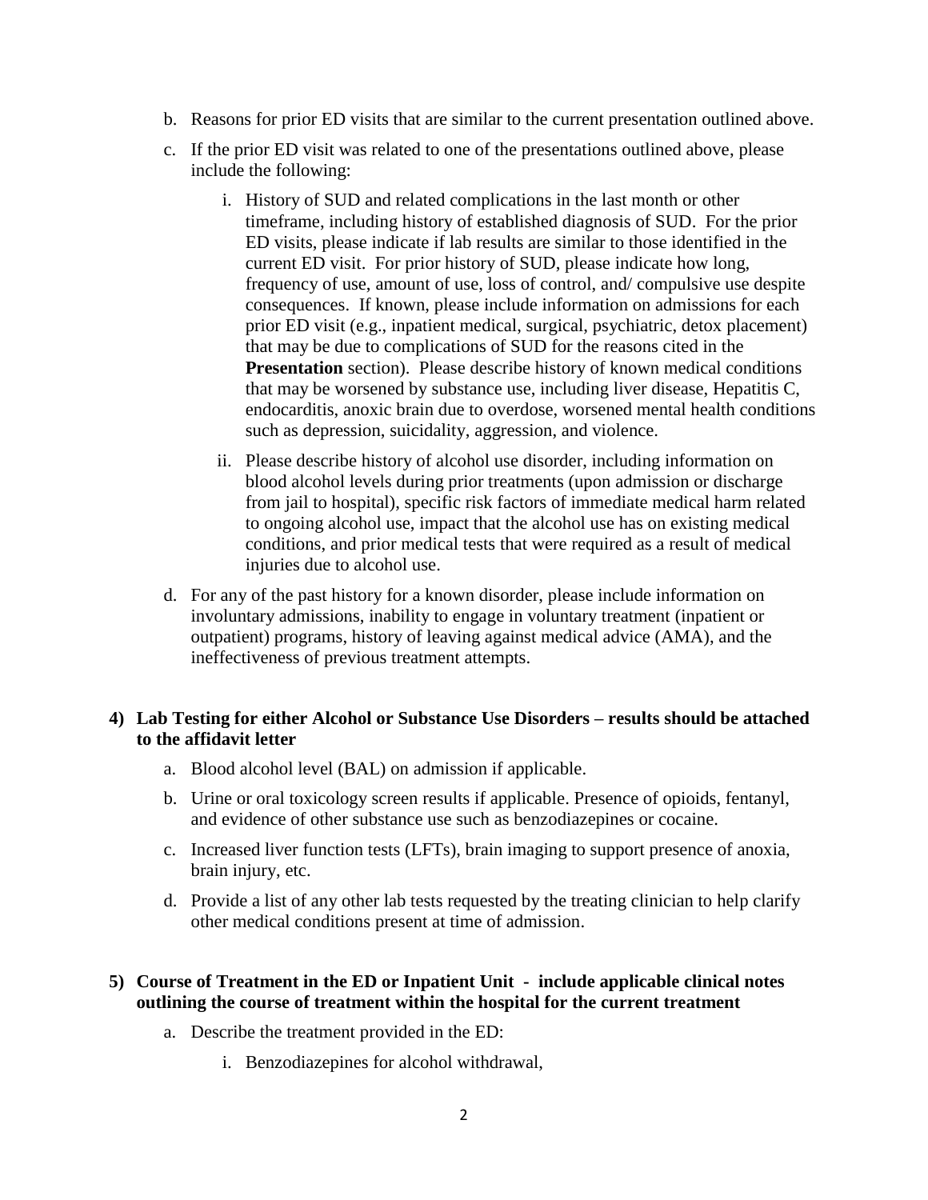b. Reasons for prior ED visits that are similar to the current presentation outlined above.

c. If the prior ED visit was related to one of the presentations outlined above, please include the following:

   i. History of SUD and related complications in the last month or other timeframe, including history of established diagnosis of SUD. For the prior ED visits, please indicate if lab results are similar to those identified in the current ED visit. For prior history of SUD, please indicate how long, frequency of use, amount of use, loss of control, and/ compulsive use despite consequences. If known, please include information on admissions for each prior ED visit (e.g., inpatient medical, surgical, psychiatric, detox placement) that may be due to complications of SUD for the reasons cited in the **Presentation** section). Please describe history of known medical conditions that may be worsened by substance use, including liver disease, Hepatitis C, endocarditis, anoxic brain due to overdose, worsened mental health conditions such as depression, suicidality, aggression, and violence.

   ii. Please describe history of alcohol use disorder, including information on blood alcohol levels during prior treatments (upon admission or discharge from jail to hospital), specific risk factors of immediate medical harm related to ongoing alcohol use, impact that the alcohol use has on existing medical conditions, and prior medical tests that were required as a result of medical injuries due to alcohol use.

d. For any of the past history for a known disorder, please include information on involuntary admissions, inability to engage in voluntary treatment (inpatient or outpatient) programs, history of leaving against medical advice (AMA), and the ineffectiveness of previous treatment attempts.

**4) Lab Testing for either Alcohol or Substance Use Disorders – results should be attached to the affidavit letter**

a. Blood alcohol level (BAL) on admission if applicable.

b. Urine or oral toxicology screen results if applicable. Presence of opioids, fentanyl, and evidence of other substance use such as benzodiazepines or cocaine.

c. Increased liver function tests (LFTs), brain imaging to support presence of anoxia, brain injury, etc.

d. Provide a list of any other lab tests requested by the treating clinician to help clarify other medical conditions present at time of admission.

**5) Course of Treatment in the ED or Inpatient Unit - include applicable clinical notes outlining the course of treatment within the hospital for the current treatment**

a. Describe the treatment provided in the ED:

   i. Benzodiazepines for alcohol withdrawal,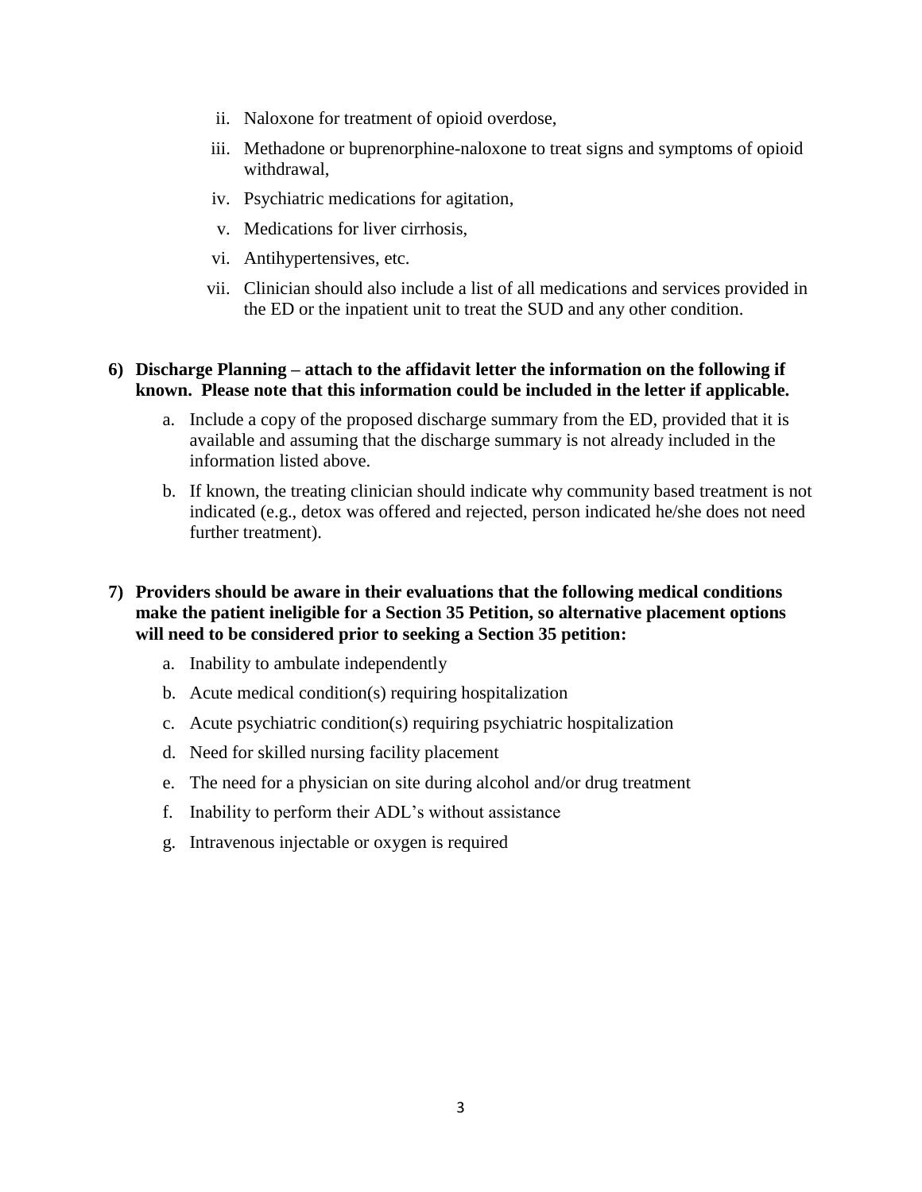ii. Naloxone for treatment of opioid overdose,

iii. Methadone or buprenorphine-naloxone to treat signs and symptoms of opioid withdrawal,

iv. Psychiatric medications for agitation,

v. Medications for liver cirrhosis,

vi. Antihypertensives, etc.

vii. Clinician should also include a list of all medications and services provided in the ED or the inpatient unit to treat the SUD and any other condition.

**6) Discharge Planning – attach to the affidavit letter the information on the following if known. Please note that this information could be included in the letter if applicable.**

a. Include a copy of the proposed discharge summary from the ED, provided that it is available and assuming that the discharge summary is not already included in the information listed above.

b. If known, the treating clinician should indicate why community based treatment is not indicated (e.g., detox was offered and rejected, person indicated he/she does not need further treatment).

**7) Providers should be aware in their evaluations that the following medical conditions make the patient ineligible for a Section 35 Petition, so alternative placement options will need to be considered prior to seeking a Section 35 petition:**

a. Inability to ambulate independently

b. Acute medical condition(s) requiring hospitalization

c. Acute psychiatric condition(s) requiring psychiatric hospitalization

d. Need for skilled nursing facility placement

e. The need for a physician on site during alcohol and/or drug treatment

f. Inability to perform their ADL's without assistance

g. Intravenous injectable or oxygen is required